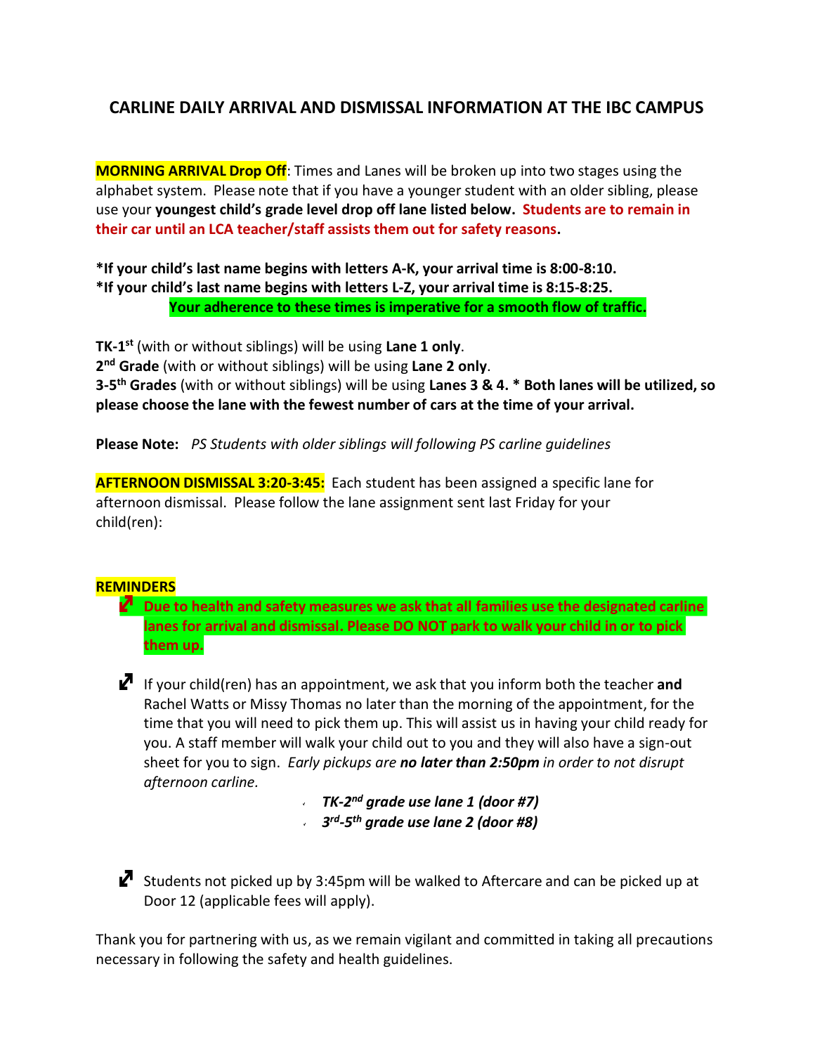## CARLINE DAILY ARRIVAL AND DISMISSAL INFORMATION AT THE IBC CAMPUS

**MORNING ARRIVAL Drop Off**: Times and Lanes will be broken up into two stages using the alphabet system. Please note that if you have a younger student with an older sibling, please use your **youngest child's grade level drop off lane listed below.** **Students are to remain in their car until an LCA teacher/staff assists them out for safety reasons.**

**\*If your child's last name begins with letters A-K, your arrival time is 8:00-8:10.**
**\*If your child's last name begins with letters L-Z, your arrival time is 8:15-8:25.**

**Your adherence to these times is imperative for a smooth flow of traffic.**

**TK-1st** (with or without siblings) will be using **Lane 1 only**.
**2nd Grade** (with or without siblings) will be using **Lane 2 only**.
**3-5th Grades** (with or without siblings) will be using **Lanes 3 & 4. \* Both lanes will be utilized, so please choose the lane with the fewest number of cars at the time of your arrival.**

**Please Note:** *PS Students with older siblings will following PS carline guidelines*

**AFTERNOON DISMISSAL 3:20-3:45:** Each student has been assigned a specific lane for afternoon dismissal. Please follow the lane assignment sent last Friday for your child(ren):

**REMINDERS**

- **Due to health and safety measures we ask that all families use the designated carline lanes for arrival and dismissal. Please DO NOT park to walk your child in or to pick them up.**

- If your child(ren) has an appointment, we ask that you inform both the teacher **and** Rachel Watts or Missy Thomas no later than the morning of the appointment, for the time that you will need to pick them up. This will assist us in having your child ready for you. A staff member will walk your child out to you and they will also have a sign-out sheet for you to sign. *Early pickups are **no later than 2:50pm** in order to not disrupt afternoon carline.*
  - ***TK-2nd grade use lane 1 (door #7)***
  - ***3rd-5th grade use lane 2 (door #8)***

- Students not picked up by 3:45pm will be walked to Aftercare and can be picked up at Door 12 (applicable fees will apply).

Thank you for partnering with us, as we remain vigilant and committed in taking all precautions necessary in following the safety and health guidelines.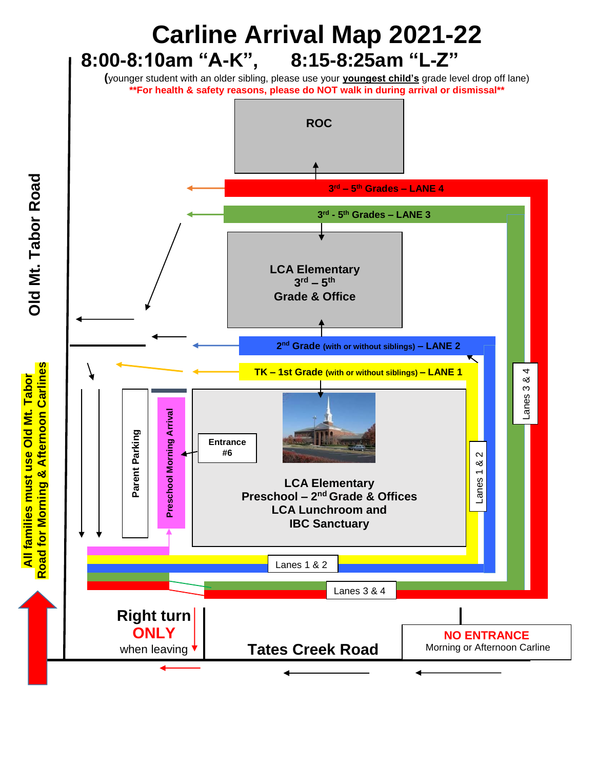# Carline Arrival Map 2021-22

## 8:00-8:10am "A-K", 8:15-8:25am "L-Z"

(younger student with an older sibling, please use your **youngest child's** grade level drop off lane)

****For health & safety reasons, please do NOT walk in during arrival or dismissal****

ROC

3rd – 5th Grades – LANE 4

3rd - 5th Grades – LANE 3

LCA Elementary
3rd – 5th
Grade & Office

2nd Grade (with or without siblings) – LANE 2

TK – 1st Grade (with or without siblings) – LANE 1

LCA Elementary
Preschool – 2nd Grade & Offices
LCA Lunchroom and
IBC Sanctuary

Entrance #6

Preschool Morning Arrival

Parent Parking

Lanes 1 & 2

Lanes 3 & 4

Old Mt. Tabor Road

All families must use Old Mt. Tabor Road for Morning & Afternoon Carlines

Right turn **ONLY** when leaving

Tates Creek Road

**NO ENTRANCE**
Morning or Afternoon Carline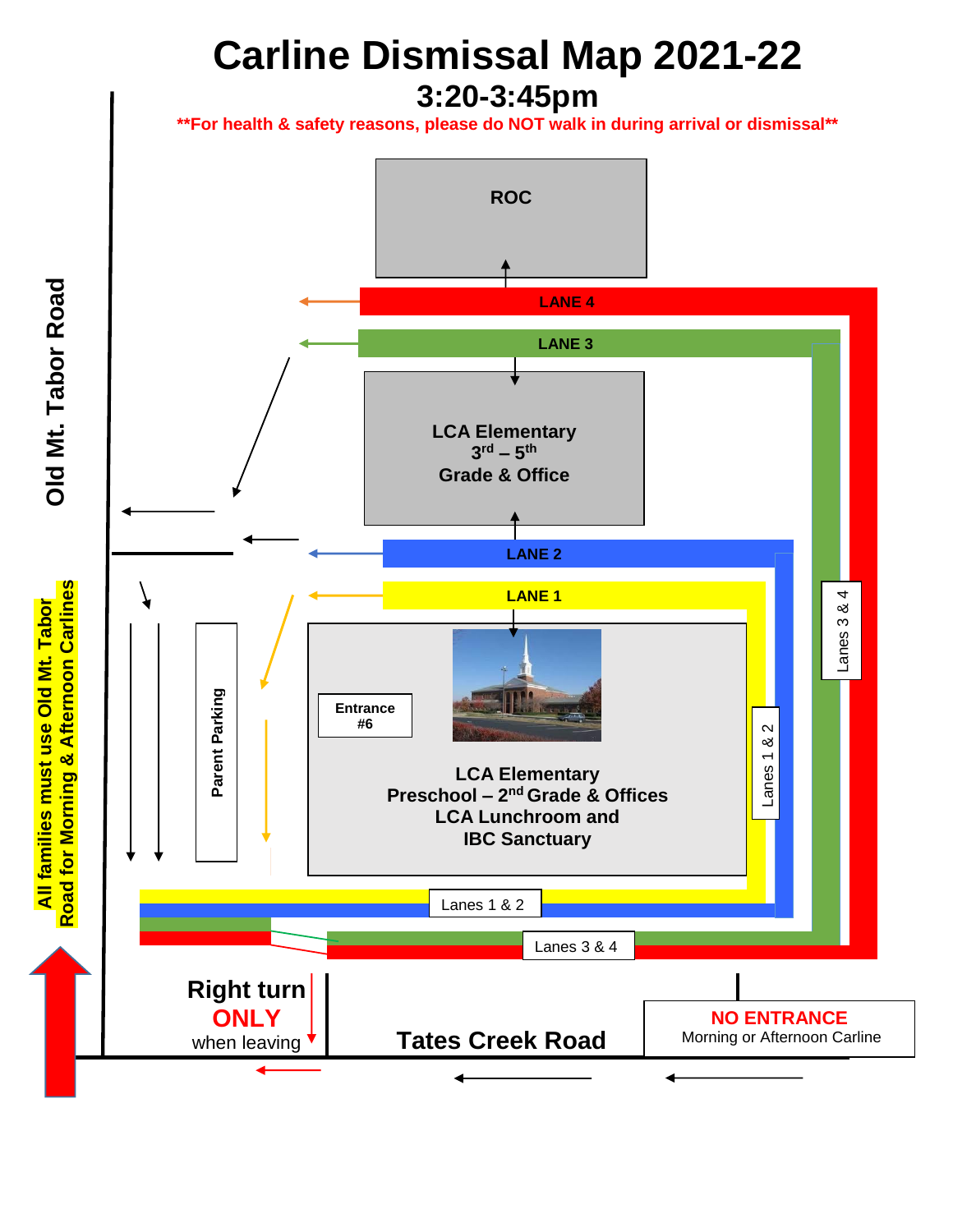# Carline Dismissal Map 2021-22

## 3:20-3:45pm

**\*\*For health & safety reasons, please do NOT walk in during arrival or dismissal\*\***

ROC

LANE 4

LANE 3

LCA Elementary
3rd – 5th
Grade & Office

LANE 2

LANE 1

Entrance #6

LCA Elementary
Preschool – 2nd Grade & Offices
LCA Lunchroom and
IBC Sanctuary

Lanes 1 & 2

Lanes 3 & 4

Parent Parking

Old Mt. Tabor Road

All families must use Old Mt. Tabor Road for Morning & Afternoon Carlines

Lanes 1 & 2

Lanes 3 & 4

Right turn ONLY when leaving

Tates Creek Road

NO ENTRANCE
Morning or Afternoon Carline